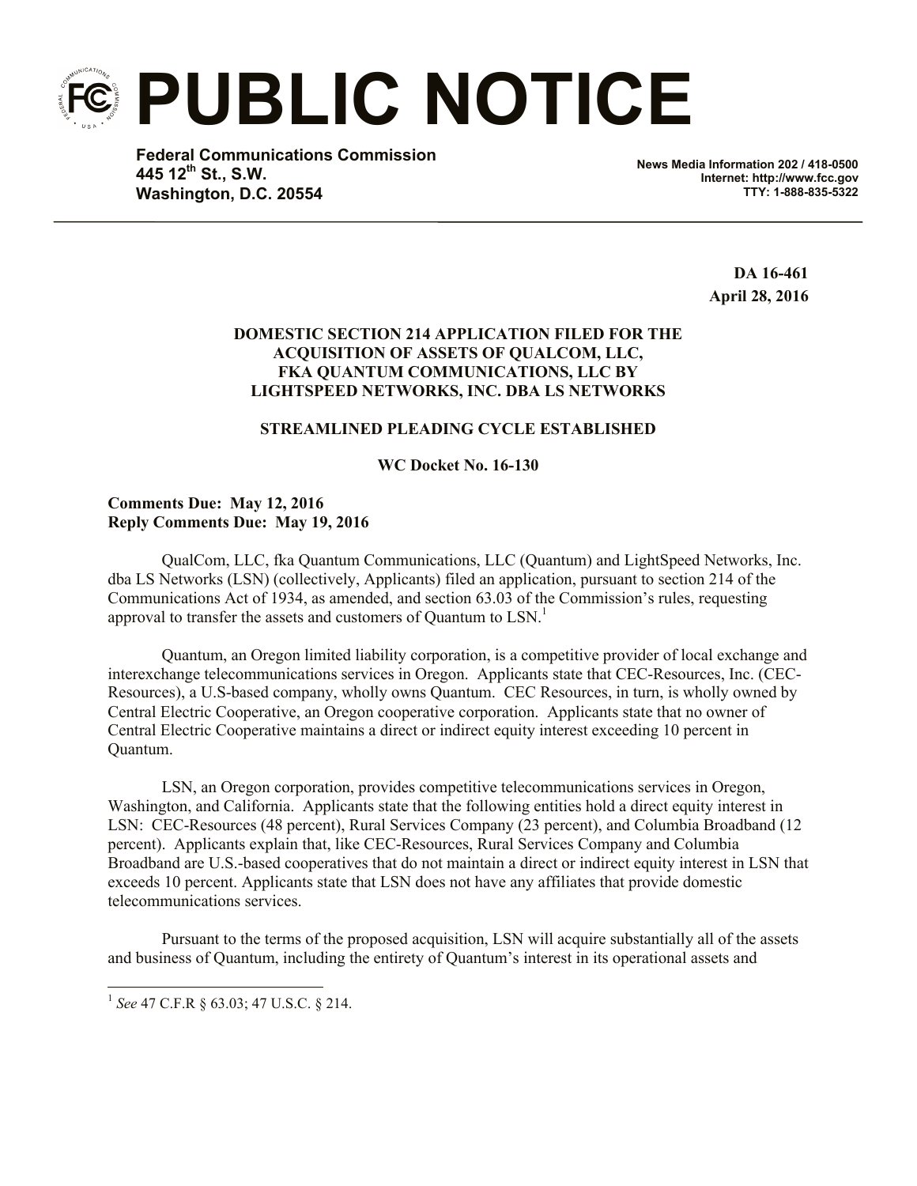# PUBLIC NOTICE

**Federal Communications Commission**
**445 12th St., S.W.**
**Washington, D.C. 20554**

**News Media Information 202 / 418-0500**
**Internet: http://www.fcc.gov**
**TTY: 1-888-835-5322**

**DA 16-461**
**April 28, 2016**

**DOMESTIC SECTION 214 APPLICATION FILED FOR THE ACQUISITION OF ASSETS OF QUALCOM, LLC, FKA QUANTUM COMMUNICATIONS, LLC BY LIGHTSPEED NETWORKS, INC. DBA LS NETWORKS**

**STREAMLINED PLEADING CYCLE ESTABLISHED**

**WC Docket No. 16-130**

**Comments Due: May 12, 2016**
**Reply Comments Due: May 19, 2016**

QualCom, LLC, fka Quantum Communications, LLC (Quantum) and LightSpeed Networks, Inc. dba LS Networks (LSN) (collectively, Applicants) filed an application, pursuant to section 214 of the Communications Act of 1934, as amended, and section 63.03 of the Commission's rules, requesting approval to transfer the assets and customers of Quantum to LSN.[1]

Quantum, an Oregon limited liability corporation, is a competitive provider of local exchange and interexchange telecommunications services in Oregon. Applicants state that CEC-Resources, Inc. (CEC-Resources), a U.S-based company, wholly owns Quantum. CEC Resources, in turn, is wholly owned by Central Electric Cooperative, an Oregon cooperative corporation. Applicants state that no owner of Central Electric Cooperative maintains a direct or indirect equity interest exceeding 10 percent in Quantum.

LSN, an Oregon corporation, provides competitive telecommunications services in Oregon, Washington, and California. Applicants state that the following entities hold a direct equity interest in LSN: CEC-Resources (48 percent), Rural Services Company (23 percent), and Columbia Broadband (12 percent). Applicants explain that, like CEC-Resources, Rural Services Company and Columbia Broadband are U.S.-based cooperatives that do not maintain a direct or indirect equity interest in LSN that exceeds 10 percent. Applicants state that LSN does not have any affiliates that provide domestic telecommunications services.

Pursuant to the terms of the proposed acquisition, LSN will acquire substantially all of the assets and business of Quantum, including the entirety of Quantum's interest in its operational assets and

[1] *See* 47 C.F.R § 63.03; 47 U.S.C. § 214.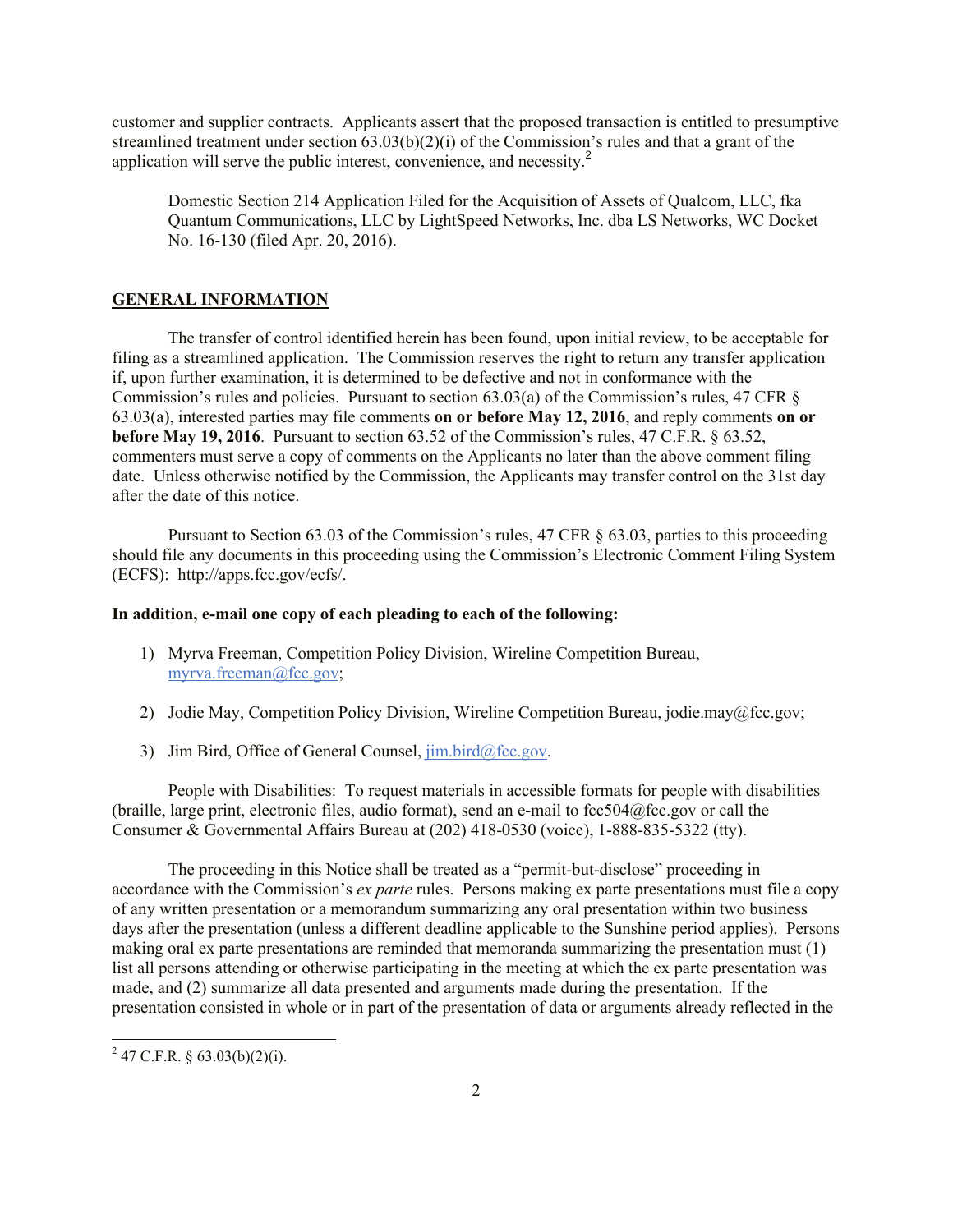customer and supplier contracts. Applicants assert that the proposed transaction is entitled to presumptive streamlined treatment under section 63.03(b)(2)(i) of the Commission's rules and that a grant of the application will serve the public interest, convenience, and necessity.[2]

> Domestic Section 214 Application Filed for the Acquisition of Assets of Qualcom, LLC, fka Quantum Communications, LLC by LightSpeed Networks, Inc. dba LS Networks, WC Docket No. 16-130 (filed Apr. 20, 2016).

## GENERAL INFORMATION

The transfer of control identified herein has been found, upon initial review, to be acceptable for filing as a streamlined application. The Commission reserves the right to return any transfer application if, upon further examination, it is determined to be defective and not in conformance with the Commission's rules and policies. Pursuant to section 63.03(a) of the Commission's rules, 47 CFR § 63.03(a), interested parties may file comments **on or before May 12, 2016**, and reply comments **on or before May 19, 2016**. Pursuant to section 63.52 of the Commission's rules, 47 C.F.R. § 63.52, commenters must serve a copy of comments on the Applicants no later than the above comment filing date. Unless otherwise notified by the Commission, the Applicants may transfer control on the 31st day after the date of this notice.

Pursuant to Section 63.03 of the Commission's rules, 47 CFR § 63.03, parties to this proceeding should file any documents in this proceeding using the Commission's Electronic Comment Filing System (ECFS): http://apps.fcc.gov/ecfs/.

**In addition, e-mail one copy of each pleading to each of the following:**

1) Myrva Freeman, Competition Policy Division, Wireline Competition Bureau, myrva.freeman@fcc.gov;

2) Jodie May, Competition Policy Division, Wireline Competition Bureau, jodie.may@fcc.gov;

3) Jim Bird, Office of General Counsel, jim.bird@fcc.gov.

People with Disabilities: To request materials in accessible formats for people with disabilities (braille, large print, electronic files, audio format), send an e-mail to fcc504@fcc.gov or call the Consumer & Governmental Affairs Bureau at (202) 418-0530 (voice), 1-888-835-5322 (tty).

The proceeding in this Notice shall be treated as a "permit-but-disclose" proceeding in accordance with the Commission's *ex parte* rules. Persons making ex parte presentations must file a copy of any written presentation or a memorandum summarizing any oral presentation within two business days after the presentation (unless a different deadline applicable to the Sunshine period applies). Persons making oral ex parte presentations are reminded that memoranda summarizing the presentation must (1) list all persons attending or otherwise participating in the meeting at which the ex parte presentation was made, and (2) summarize all data presented and arguments made during the presentation. If the presentation consisted in whole or in part of the presentation of data or arguments already reflected in the

---

[2] 47 C.F.R. § 63.03(b)(2)(i).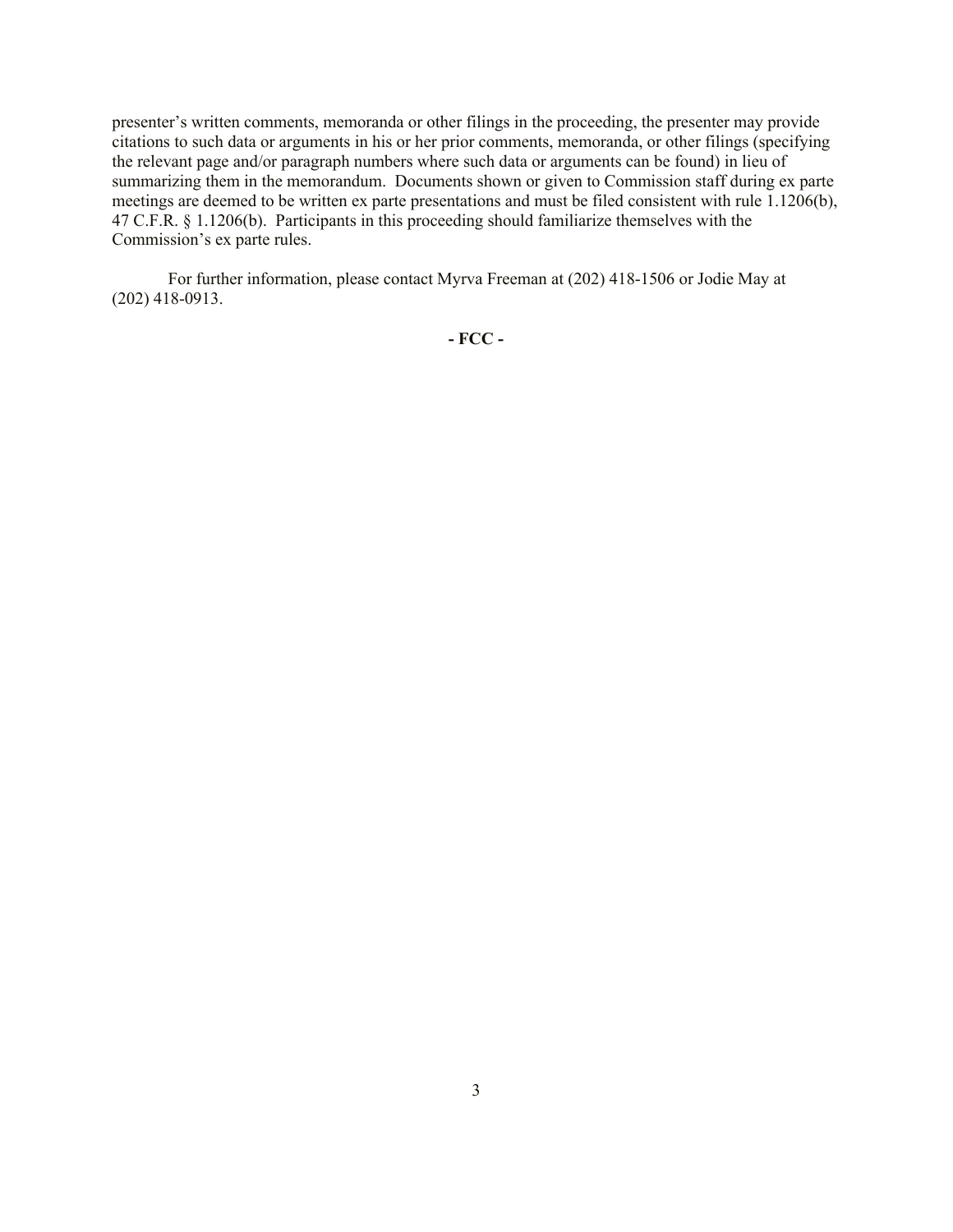presenter's written comments, memoranda or other filings in the proceeding, the presenter may provide citations to such data or arguments in his or her prior comments, memoranda, or other filings (specifying the relevant page and/or paragraph numbers where such data or arguments can be found) in lieu of summarizing them in the memorandum. Documents shown or given to Commission staff during ex parte meetings are deemed to be written ex parte presentations and must be filed consistent with rule 1.1206(b), 47 C.F.R. § 1.1206(b). Participants in this proceeding should familiarize themselves with the Commission's ex parte rules.

For further information, please contact Myrva Freeman at (202) 418-1506 or Jodie May at (202) 418-0913.

**- FCC -**